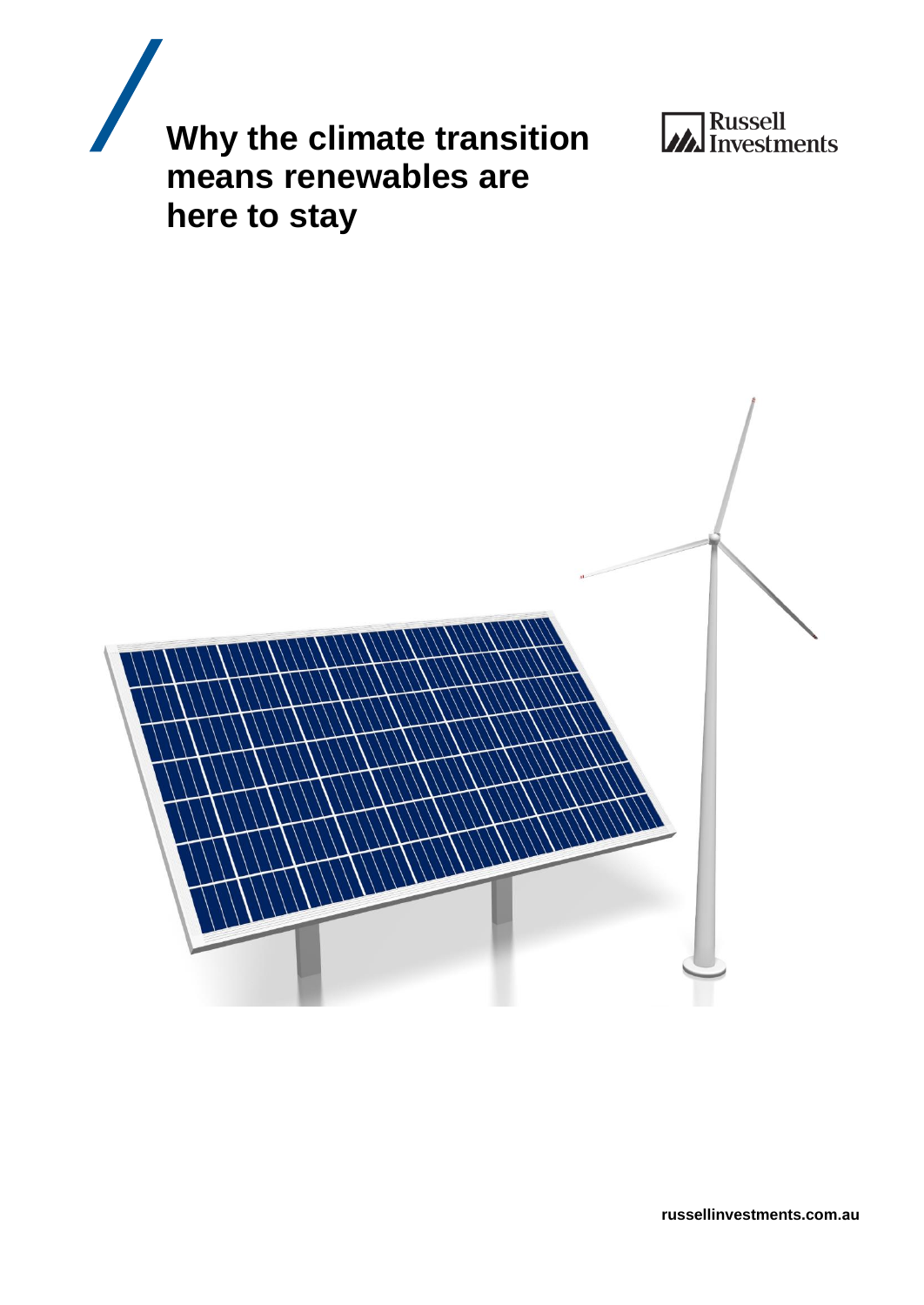# Why the climate transition means renewables are here to stay

Russell Investments

russellinvestments.com.au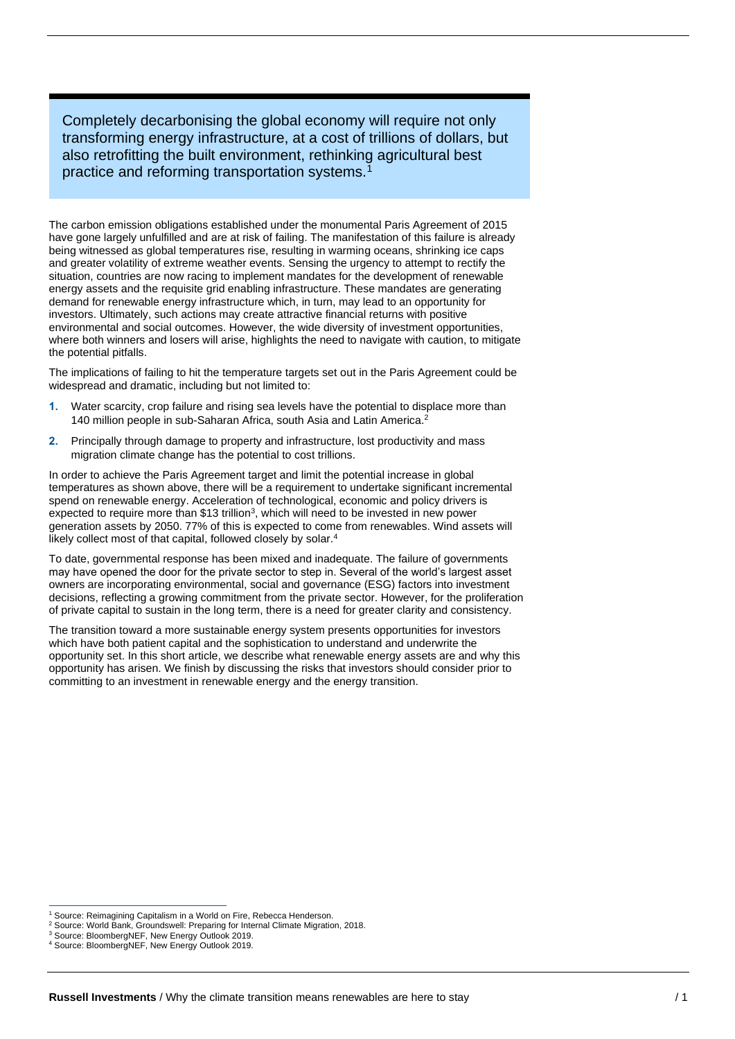Completely decarbonising the global economy will require not only transforming energy infrastructure, at a cost of trillions of dollars, but also retrofitting the built environment, rethinking agricultural best practice and reforming transportation systems.[1]

The carbon emission obligations established under the monumental Paris Agreement of 2015 have gone largely unfulfilled and are at risk of failing. The manifestation of this failure is already being witnessed as global temperatures rise, resulting in warming oceans, shrinking ice caps and greater volatility of extreme weather events. Sensing the urgency to attempt to rectify the situation, countries are now racing to implement mandates for the development of renewable energy assets and the requisite grid enabling infrastructure. These mandates are generating demand for renewable energy infrastructure which, in turn, may lead to an opportunity for investors. Ultimately, such actions may create attractive financial returns with positive environmental and social outcomes. However, the wide diversity of investment opportunities, where both winners and losers will arise, highlights the need to navigate with caution, to mitigate the potential pitfalls.

The implications of failing to hit the temperature targets set out in the Paris Agreement could be widespread and dramatic, including but not limited to:

1. Water scarcity, crop failure and rising sea levels have the potential to displace more than 140 million people in sub-Saharan Africa, south Asia and Latin America.[2]
2. Principally through damage to property and infrastructure, lost productivity and mass migration climate change has the potential to cost trillions.

In order to achieve the Paris Agreement target and limit the potential increase in global temperatures as shown above, there will be a requirement to undertake significant incremental spend on renewable energy. Acceleration of technological, economic and policy drivers is expected to require more than \$13 trillion[3], which will need to be invested in new power generation assets by 2050. 77% of this is expected to come from renewables. Wind assets will likely collect most of that capital, followed closely by solar.[4]

To date, governmental response has been mixed and inadequate. The failure of governments may have opened the door for the private sector to step in. Several of the world's largest asset owners are incorporating environmental, social and governance (ESG) factors into investment decisions, reflecting a growing commitment from the private sector. However, for the proliferation of private capital to sustain in the long term, there is a need for greater clarity and consistency.

The transition toward a more sustainable energy system presents opportunities for investors which have both patient capital and the sophistication to understand and underwrite the opportunity set. In this short article, we describe what renewable energy assets are and why this opportunity has arisen. We finish by discussing the risks that investors should consider prior to committing to an investment in renewable energy and the energy transition.

---

[1] Source: Reimagining Capitalism in a World on Fire, Rebecca Henderson.
[2] Source: World Bank, Groundswell: Preparing for Internal Climate Migration, 2018.
[3] Source: BloombergNEF, New Energy Outlook 2019.
[4] Source: BloombergNEF, New Energy Outlook 2019.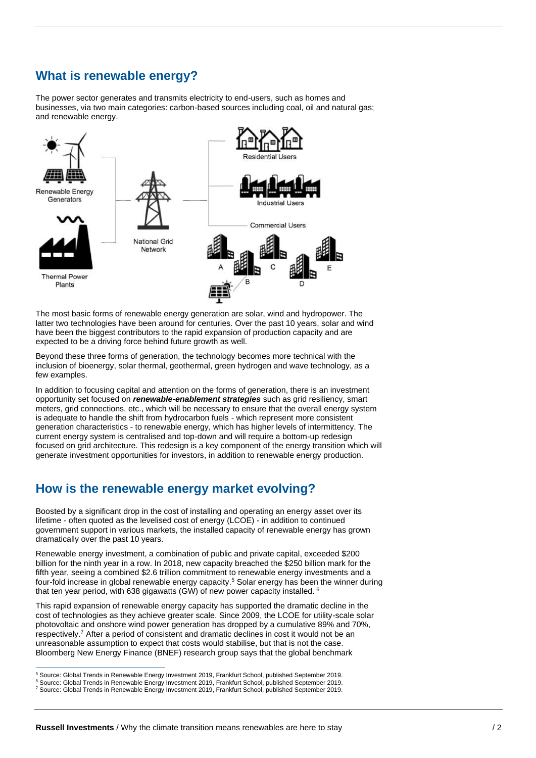## What is renewable energy?

The power sector generates and transmits electricity to end-users, such as homes and businesses, via two main categories: carbon-based sources including coal, oil and natural gas; and renewable energy.

Renewable Energy Generators

Thermal Power Plants

National Grid Network

Residential Users

Industrial Users

Commercial Users

A

B

C

D

E

The most basic forms of renewable energy generation are solar, wind and hydropower. The latter two technologies have been around for centuries. Over the past 10 years, solar and wind have been the biggest contributors to the rapid expansion of production capacity and are expected to be a driving force behind future growth as well.

Beyond these three forms of generation, the technology becomes more technical with the inclusion of bioenergy, solar thermal, geothermal, green hydrogen and wave technology, as a few examples.

In addition to focusing capital and attention on the forms of generation, there is an investment opportunity set focused on ***renewable-enablement strategies*** such as grid resiliency, smart meters, grid connections, etc., which will be necessary to ensure that the overall energy system is adequate to handle the shift from hydrocarbon fuels - which represent more consistent generation characteristics - to renewable energy, which has higher levels of intermittency. The current energy system is centralised and top-down and will require a bottom-up redesign focused on grid architecture. This redesign is a key component of the energy transition which will generate investment opportunities for investors, in addition to renewable energy production.

## How is the renewable energy market evolving?

Boosted by a significant drop in the cost of installing and operating an energy asset over its lifetime - often quoted as the levelised cost of energy (LCOE) - in addition to continued government support in various markets, the installed capacity of renewable energy has grown dramatically over the past 10 years.

Renewable energy investment, a combination of public and private capital, exceeded $200 billion for the ninth year in a row. In 2018, new capacity breached the $250 billion mark for the fifth year, seeing a combined $2.6 trillion commitment to renewable energy investments and a four-fold increase in global renewable energy capacity.[5] Solar energy has been the winner during that ten year period, with 638 gigawatts (GW) of new power capacity installed.[6]

This rapid expansion of renewable energy capacity has supported the dramatic decline in the cost of technologies as they achieve greater scale. Since 2009, the LCOE for utility-scale solar photovoltaic and onshore wind power generation has dropped by a cumulative 89% and 70%, respectively.[7] After a period of consistent and dramatic declines in cost it would not be an unreasonable assumption to expect that costs would stabilise, but that is not the case. Bloomberg New Energy Finance (BNEF) research group says that the global benchmark

[5] Source: Global Trends in Renewable Energy Investment 2019, Frankfurt School, published September 2019.
[6] Source: Global Trends in Renewable Energy Investment 2019, Frankfurt School, published September 2019.
[7] Source: Global Trends in Renewable Energy Investment 2019, Frankfurt School, published September 2019.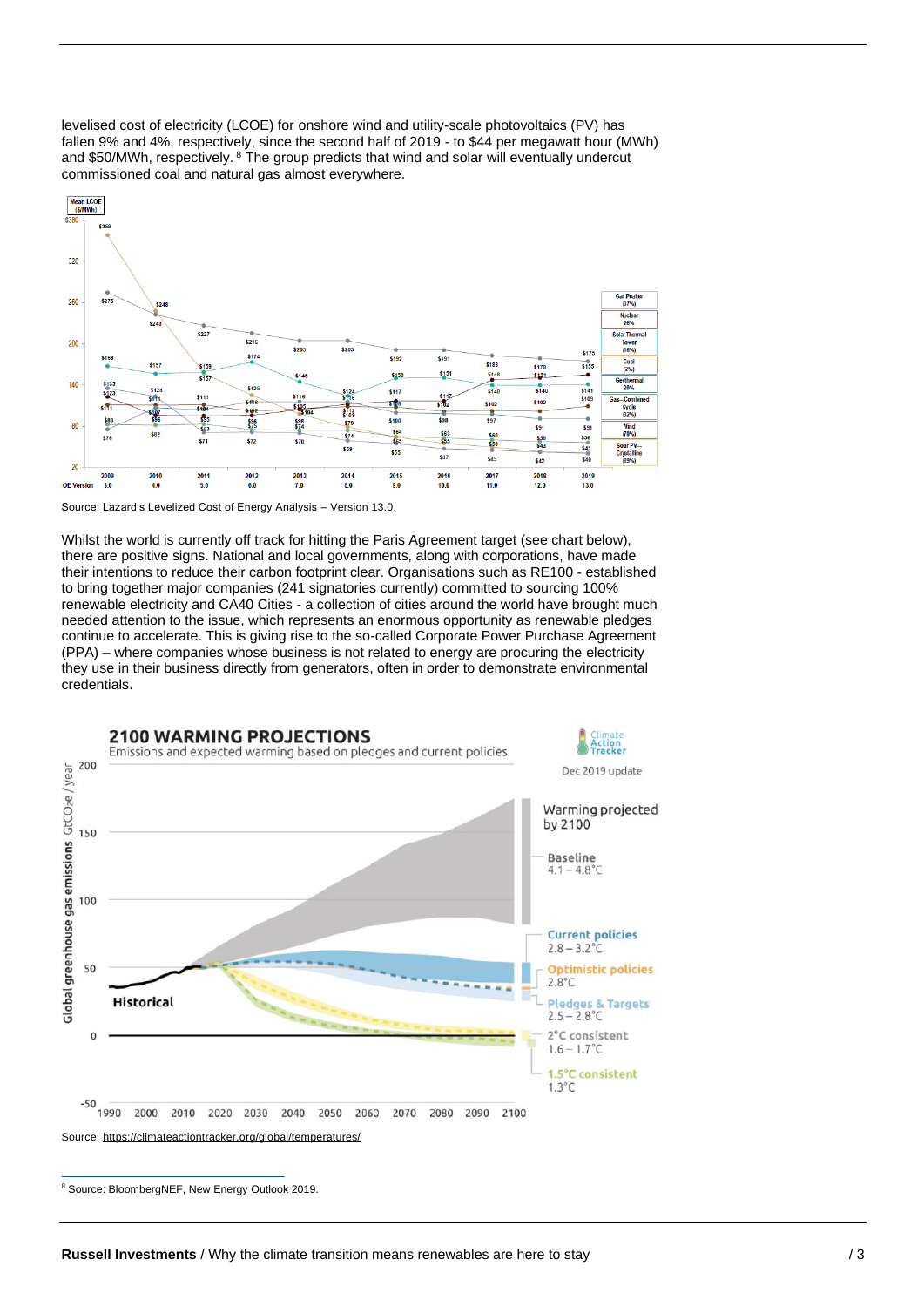levelised cost of electricity (LCOE) for onshore wind and utility-scale photovoltaics (PV) has fallen 9% and 4%, respectively, since the second half of 2019 - to $44 per megawatt hour (MWh) and $50/MWh, respectively. [8] The group predicts that wind and solar will eventually undercut commissioned coal and natural gas almost everywhere.

Mean LCOE ($/MWh)

$380
320
260
200
140
80
20

2009 2010 2011 2012 2013 2014 2015 2016 2017 2018 2019
LCOE Version 3.0 4.0 5.0 6.0 7.0 8.0 9.0 10.0 11.0 12.0 13.0

Gas Peaker (37%)
Nuclear 26%
Solar Thermal Tower (16%)
Coal (2%)
Geothermal 28%
Gas—Combined Cycle (32%)
Wind (70%)
Solar PV—Crystalline (89%)

Source: Lazard's Levelized Cost of Energy Analysis – Version 13.0.

Whilst the world is currently off track for hitting the Paris Agreement target (see chart below), there are positive signs. National and local governments, along with corporations, have made their intentions to reduce their carbon footprint clear. Organisations such as RE100 - established to bring together major companies (241 signatories currently) committed to sourcing 100% renewable electricity and CA40 Cities - a collection of cities around the world have brought much needed attention to the issue, which represents an enormous opportunity as renewable pledges continue to accelerate. This is giving rise to the so-called Corporate Power Purchase Agreement (PPA) – where companies whose business is not related to energy are procuring the electricity they use in their business directly from generators, often in order to demonstrate environmental credentials.

**2100 WARMING PROJECTIONS**
Emissions and expected warming based on pledges and current policies

Climate Action Tracker
Dec 2019 update

Global greenhouse gas emissions $GtCO_2e$ / year

Historical

Warming projected by 2100
Baseline 4.1 – 4.8°C
Current policies 2.8 – 3.2°C
Optimistic policies 2.8°C
Pledges & Targets 2.5 – 2.8°C
2°C consistent 1.6 – 1.7°C
1.5°C consistent 1.3°C

1990 2000 2010 2020 2030 2040 2050 2060 2070 2080 2090 2100

Source: https://climateactiontracker.org/global/temperatures/

[8] Source: BloombergNEF, New Energy Outlook 2019.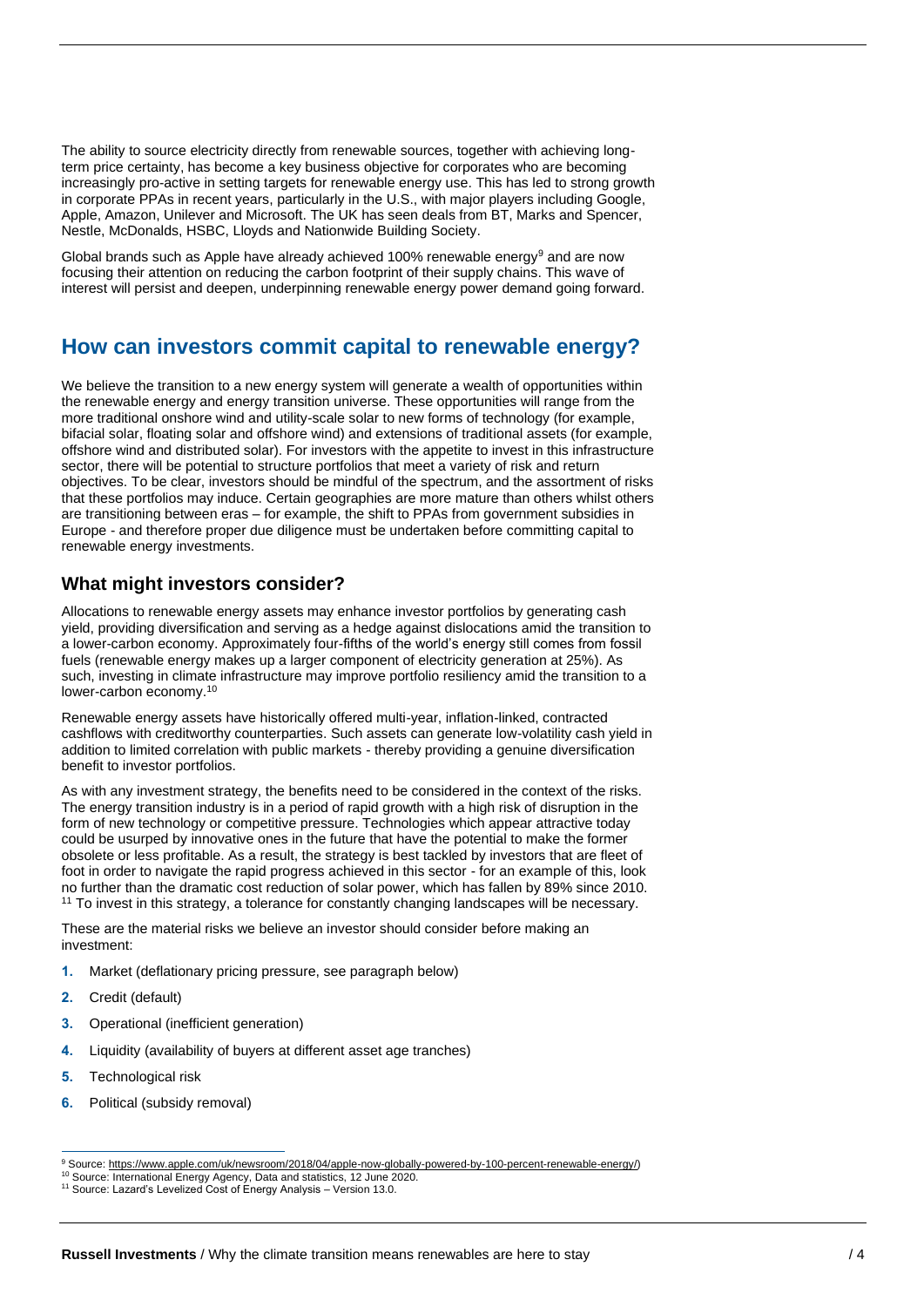The ability to source electricity directly from renewable sources, together with achieving long-term price certainty, has become a key business objective for corporates who are becoming increasingly pro-active in setting targets for renewable energy use. This has led to strong growth in corporate PPAs in recent years, particularly in the U.S., with major players including Google, Apple, Amazon, Unilever and Microsoft. The UK has seen deals from BT, Marks and Spencer, Nestle, McDonalds, HSBC, Lloyds and Nationwide Building Society.

Global brands such as Apple have already achieved 100% renewable energy[9] and are now focusing their attention on reducing the carbon footprint of their supply chains. This wave of interest will persist and deepen, underpinning renewable energy power demand going forward.

## How can investors commit capital to renewable energy?

We believe the transition to a new energy system will generate a wealth of opportunities within the renewable energy and energy transition universe. These opportunities will range from the more traditional onshore wind and utility-scale solar to new forms of technology (for example, bifacial solar, floating solar and offshore wind) and extensions of traditional assets (for example, offshore wind and distributed solar). For investors with the appetite to invest in this infrastructure sector, there will be potential to structure portfolios that meet a variety of risk and return objectives. To be clear, investors should be mindful of the spectrum, and the assortment of risks that these portfolios may induce. Certain geographies are more mature than others whilst others are transitioning between eras – for example, the shift to PPAs from government subsidies in Europe - and therefore proper due diligence must be undertaken before committing capital to renewable energy investments.

### What might investors consider?

Allocations to renewable energy assets may enhance investor portfolios by generating cash yield, providing diversification and serving as a hedge against dislocations amid the transition to a lower-carbon economy. Approximately four-fifths of the world's energy still comes from fossil fuels (renewable energy makes up a larger component of electricity generation at 25%). As such, investing in climate infrastructure may improve portfolio resiliency amid the transition to a lower-carbon economy.[10]

Renewable energy assets have historically offered multi-year, inflation-linked, contracted cashflows with creditworthy counterparties. Such assets can generate low-volatility cash yield in addition to limited correlation with public markets - thereby providing a genuine diversification benefit to investor portfolios.

As with any investment strategy, the benefits need to be considered in the context of the risks. The energy transition industry is in a period of rapid growth with a high risk of disruption in the form of new technology or competitive pressure. Technologies which appear attractive today could be usurped by innovative ones in the future that have the potential to make the former obsolete or less profitable. As a result, the strategy is best tackled by investors that are fleet of foot in order to navigate the rapid progress achieved in this sector - for an example of this, look no further than the dramatic cost reduction of solar power, which has fallen by 89% since 2010.[11] To invest in this strategy, a tolerance for constantly changing landscapes will be necessary.

These are the material risks we believe an investor should consider before making an investment:

1. Market (deflationary pricing pressure, see paragraph below)
2. Credit (default)
3. Operational (inefficient generation)
4. Liquidity (availability of buyers at different asset age tranches)
5. Technological risk
6. Political (subsidy removal)

---

[9] Source: https://www.apple.com/uk/newsroom/2018/04/apple-now-globally-powered-by-100-percent-renewable-energy/)

[10] Source: International Energy Agency, Data and statistics, 12 June 2020.

[11] Source: Lazard's Levelized Cost of Energy Analysis – Version 13.0.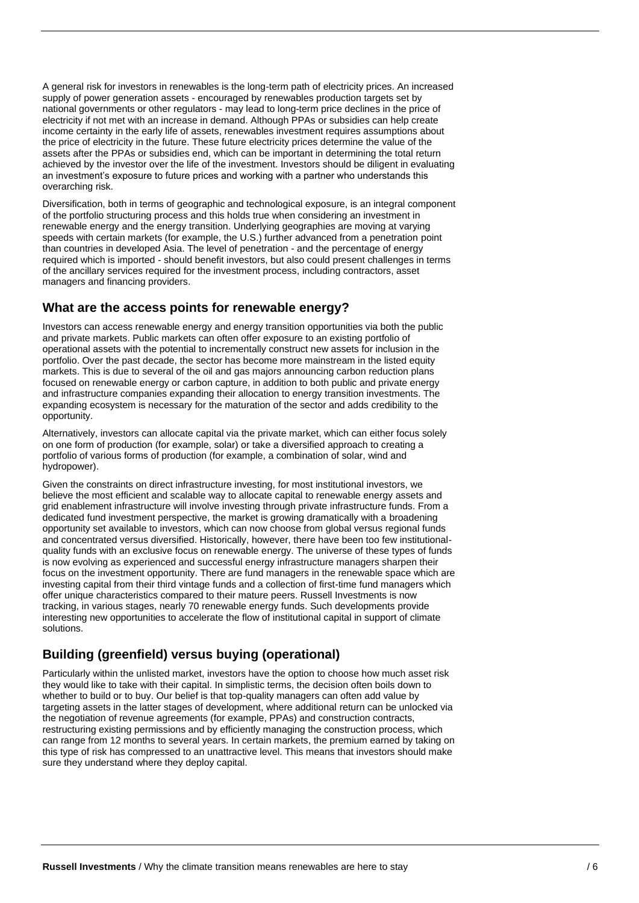A general risk for investors in renewables is the long-term path of electricity prices. An increased supply of power generation assets - encouraged by renewables production targets set by national governments or other regulators - may lead to long-term price declines in the price of electricity if not met with an increase in demand. Although PPAs or subsidies can help create income certainty in the early life of assets, renewables investment requires assumptions about the price of electricity in the future. These future electricity prices determine the value of the assets after the PPAs or subsidies end, which can be important in determining the total return achieved by the investor over the life of the investment. Investors should be diligent in evaluating an investment's exposure to future prices and working with a partner who understands this overarching risk.

Diversification, both in terms of geographic and technological exposure, is an integral component of the portfolio structuring process and this holds true when considering an investment in renewable energy and the energy transition. Underlying geographies are moving at varying speeds with certain markets (for example, the U.S.) further advanced from a penetration point than countries in developed Asia. The level of penetration - and the percentage of energy required which is imported - should benefit investors, but also could present challenges in terms of the ancillary services required for the investment process, including contractors, asset managers and financing providers.

## What are the access points for renewable energy?

Investors can access renewable energy and energy transition opportunities via both the public and private markets. Public markets can often offer exposure to an existing portfolio of operational assets with the potential to incrementally construct new assets for inclusion in the portfolio. Over the past decade, the sector has become more mainstream in the listed equity markets. This is due to several of the oil and gas majors announcing carbon reduction plans focused on renewable energy or carbon capture, in addition to both public and private energy and infrastructure companies expanding their allocation to energy transition investments. The expanding ecosystem is necessary for the maturation of the sector and adds credibility to the opportunity.

Alternatively, investors can allocate capital via the private market, which can either focus solely on one form of production (for example, solar) or take a diversified approach to creating a portfolio of various forms of production (for example, a combination of solar, wind and hydropower).

Given the constraints on direct infrastructure investing, for most institutional investors, we believe the most efficient and scalable way to allocate capital to renewable energy assets and grid enablement infrastructure will involve investing through private infrastructure funds. From a dedicated fund investment perspective, the market is growing dramatically with a broadening opportunity set available to investors, which can now choose from global versus regional funds and concentrated versus diversified. Historically, however, there have been too few institutional-quality funds with an exclusive focus on renewable energy. The universe of these types of funds is now evolving as experienced and successful energy infrastructure managers sharpen their focus on the investment opportunity. There are fund managers in the renewable space which are investing capital from their third vintage funds and a collection of first-time fund managers which offer unique characteristics compared to their mature peers. Russell Investments is now tracking, in various stages, nearly 70 renewable energy funds. Such developments provide interesting new opportunities to accelerate the flow of institutional capital in support of climate solutions.

## Building (greenfield) versus buying (operational)

Particularly within the unlisted market, investors have the option to choose how much asset risk they would like to take with their capital. In simplistic terms, the decision often boils down to whether to build or to buy. Our belief is that top-quality managers can often add value by targeting assets in the latter stages of development, where additional return can be unlocked via the negotiation of revenue agreements (for example, PPAs) and construction contracts, restructuring existing permissions and by efficiently managing the construction process, which can range from 12 months to several years. In certain markets, the premium earned by taking on this type of risk has compressed to an unattractive level. This means that investors should make sure they understand where they deploy capital.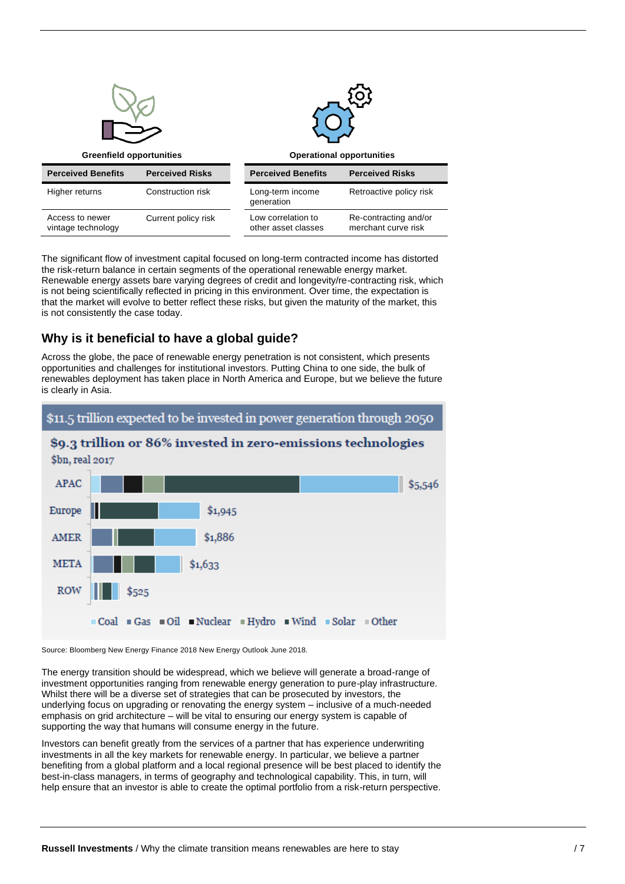**Greenfield opportunities**

| Perceived Benefits | Perceived Risks |
| --- | --- |
| Higher returns | Construction risk |
| Access to newer vintage technology | Current policy risk |

**Operational opportunities**

| Perceived Benefits | Perceived Risks |
| --- | --- |
| Long-term income generation | Retroactive policy risk |
| Low correlation to other asset classes | Re-contracting and/or merchant curve risk |

The significant flow of investment capital focused on long-term contracted income has distorted the risk-return balance in certain segments of the operational renewable energy market. Renewable energy assets bare varying degrees of credit and longevity/re-contracting risk, which is not being scientifically reflected in pricing in this environment. Over time, the expectation is that the market will evolve to better reflect these risks, but given the maturity of the market, this is not consistently the case today.

## Why is it beneficial to have a global guide?

Across the globe, the pace of renewable energy penetration is not consistent, which presents opportunities and challenges for institutional investors. Putting China to one side, the bulk of renewables deployment has taken place in North America and Europe, but we believe the future is clearly in Asia.

$11.5 trillion expected to be invested in power generation through 2050

$9.3 trillion or 86% invested in zero-emissions technologies

$bn, real 2017

APAC $5,546
Europe $1,945
AMER $1,886
META $1,633
ROW $525

Coal, Gas, Oil, Nuclear, Hydro, Wind, Solar, Other

Source: Bloomberg New Energy Finance 2018 New Energy Outlook June 2018.

The energy transition should be widespread, which we believe will generate a broad-range of investment opportunities ranging from renewable energy generation to pure-play infrastructure. Whilst there will be a diverse set of strategies that can be prosecuted by investors, the underlying focus on upgrading or renovating the energy system – inclusive of a much-needed emphasis on grid architecture – will be vital to ensuring our energy system is capable of supporting the way that humans will consume energy in the future.

Investors can benefit greatly from the services of a partner that has experience underwriting investments in all the key markets for renewable energy. In particular, we believe a partner benefiting from a global platform and a local regional presence will be best placed to identify the best-in-class managers, in terms of geography and technological capability. This, in turn, will help ensure that an investor is able to create the optimal portfolio from a risk-return perspective.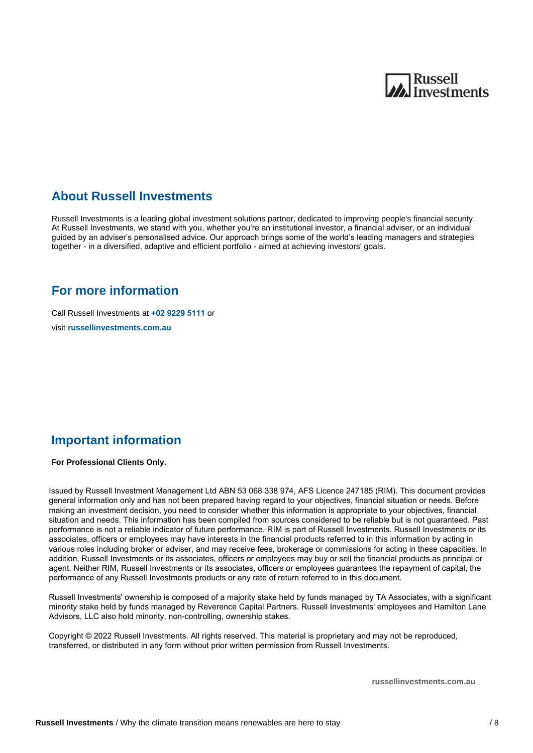## About Russell Investments

Russell Investments is a leading global investment solutions partner, dedicated to improving people's financial security. At Russell Investments, we stand with you, whether you're an institutional investor, a financial adviser, or an individual guided by an adviser's personalised advice. Our approach brings some of the world's leading managers and strategies together - in a diversified, adaptive and efficient portfolio - aimed at achieving investors' goals.

## For more information

Call Russell Investments at **+02 9229 5111** or

visit **russellinvestments.com.au**

## Important information

**For Professional Clients Only.**

Issued by Russell Investment Management Ltd ABN 53 068 338 974, AFS Licence 247185 (RIM). This document provides general information only and has not been prepared having regard to your objectives, financial situation or needs. Before making an investment decision, you need to consider whether this information is appropriate to your objectives, financial situation and needs. This information has been compiled from sources considered to be reliable but is not guaranteed. Past performance is not a reliable indicator of future performance. RIM is part of Russell Investments. Russell Investments or its associates, officers or employees may have interests in the financial products referred to in this information by acting in various roles including broker or adviser, and may receive fees, brokerage or commissions for acting in these capacities. In addition, Russell Investments or its associates, officers or employees may buy or sell the financial products as principal or agent. Neither RIM, Russell Investments or its associates, officers or employees guarantees the repayment of capital, the performance of any Russell Investments products or any rate of return referred to in this document.

Russell Investments' ownership is composed of a majority stake held by funds managed by TA Associates, with a significant minority stake held by funds managed by Reverence Capital Partners. Russell Investments' employees and Hamilton Lane Advisors, LLC also hold minority, non-controlling, ownership stakes.

Copyright © 2022 Russell Investments. All rights reserved. This material is proprietary and may not be reproduced, transferred, or distributed in any form without prior written permission from Russell Investments.

**russellinvestments.com.au**